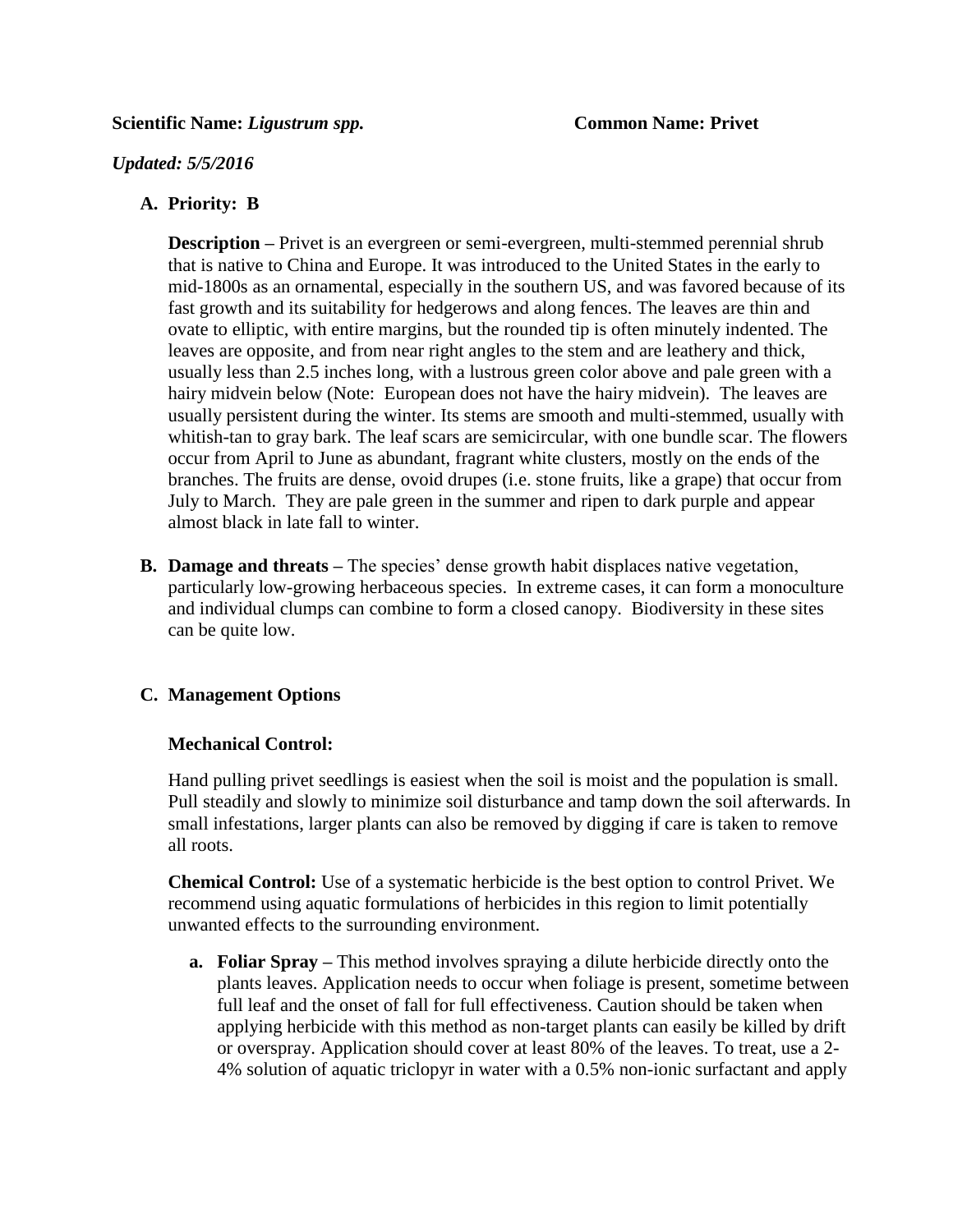**Scientific Name:** ***Ligustrum spp.*** **Common Name: Privet**

***Updated: 5/5/2016***

**A. Priority: B**

**Description –** Privet is an evergreen or semi-evergreen, multi-stemmed perennial shrub that is native to China and Europe. It was introduced to the United States in the early to mid-1800s as an ornamental, especially in the southern US, and was favored because of its fast growth and its suitability for hedgerows and along fences. The leaves are thin and ovate to elliptic, with entire margins, but the rounded tip is often minutely indented. The leaves are opposite, and from near right angles to the stem and are leathery and thick, usually less than 2.5 inches long, with a lustrous green color above and pale green with a hairy midvein below (Note: European does not have the hairy midvein). The leaves are usually persistent during the winter. Its stems are smooth and multi-stemmed, usually with whitish-tan to gray bark. The leaf scars are semicircular, with one bundle scar. The flowers occur from April to June as abundant, fragrant white clusters, mostly on the ends of the branches. The fruits are dense, ovoid drupes (i.e. stone fruits, like a grape) that occur from July to March. They are pale green in the summer and ripen to dark purple and appear almost black in late fall to winter.

**B. Damage and threats –** The species' dense growth habit displaces native vegetation, particularly low-growing herbaceous species. In extreme cases, it can form a monoculture and individual clumps can combine to form a closed canopy. Biodiversity in these sites can be quite low.

**C. Management Options**

**Mechanical Control:**

Hand pulling privet seedlings is easiest when the soil is moist and the population is small. Pull steadily and slowly to minimize soil disturbance and tamp down the soil afterwards. In small infestations, larger plants can also be removed by digging if care is taken to remove all roots.

**Chemical Control:** Use of a systematic herbicide is the best option to control Privet. We recommend using aquatic formulations of herbicides in this region to limit potentially unwanted effects to the surrounding environment.

a. **Foliar Spray –** This method involves spraying a dilute herbicide directly onto the plants leaves. Application needs to occur when foliage is present, sometime between full leaf and the onset of fall for full effectiveness. Caution should be taken when applying herbicide with this method as non-target plants can easily be killed by drift or overspray. Application should cover at least 80% of the leaves. To treat, use a 2-4% solution of aquatic triclopyr in water with a 0.5% non-ionic surfactant and apply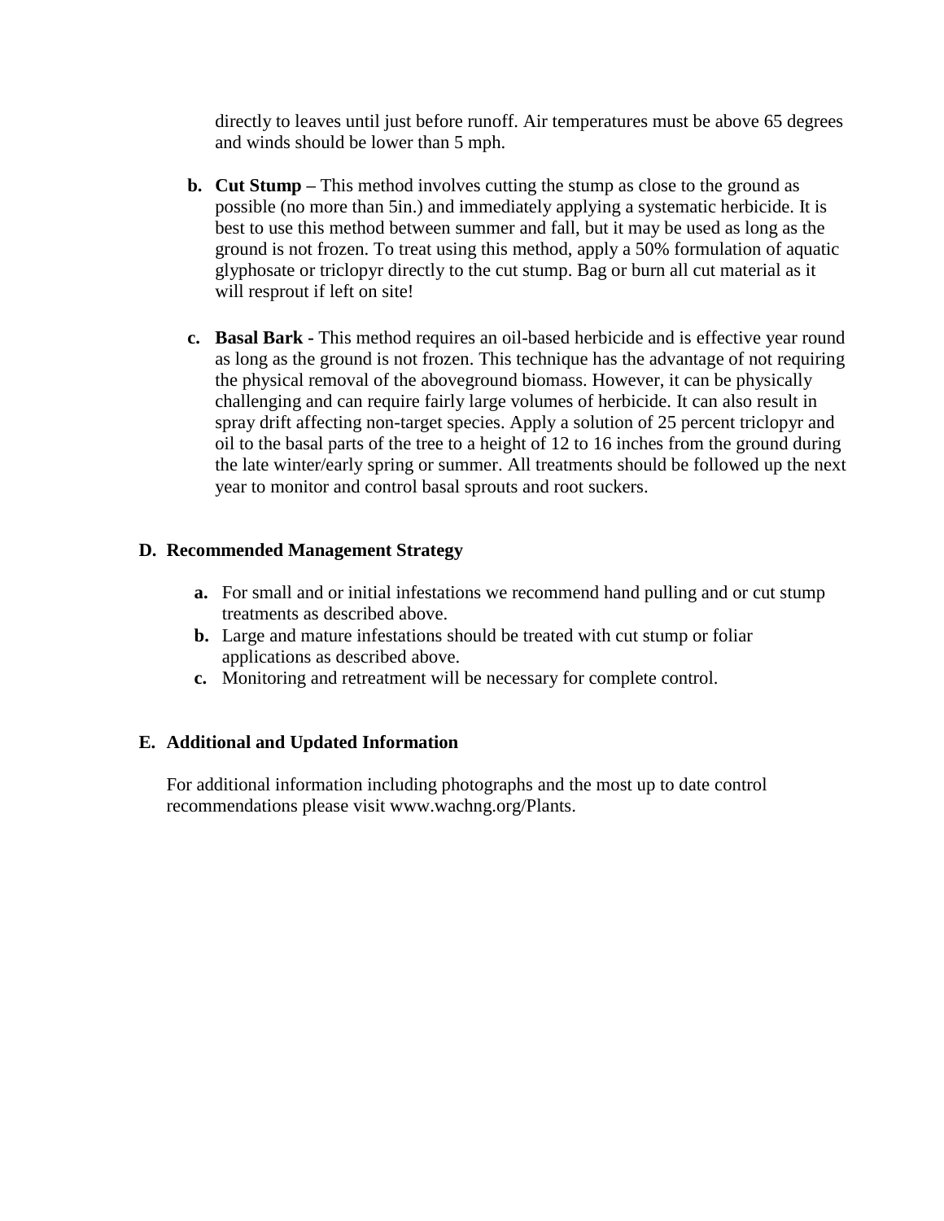directly to leaves until just before runoff. Air temperatures must be above 65 degrees and winds should be lower than 5 mph.

b. **Cut Stump –** This method involves cutting the stump as close to the ground as possible (no more than 5in.) and immediately applying a systematic herbicide. It is best to use this method between summer and fall, but it may be used as long as the ground is not frozen. To treat using this method, apply a 50% formulation of aquatic glyphosate or triclopyr directly to the cut stump. Bag or burn all cut material as it will resprout if left on site!

c. **Basal Bark -** This method requires an oil-based herbicide and is effective year round as long as the ground is not frozen. This technique has the advantage of not requiring the physical removal of the aboveground biomass. However, it can be physically challenging and can require fairly large volumes of herbicide. It can also result in spray drift affecting non-target species. Apply a solution of 25 percent triclopyr and oil to the basal parts of the tree to a height of 12 to 16 inches from the ground during the late winter/early spring or summer. All treatments should be followed up the next year to monitor and control basal sprouts and root suckers.

## D. Recommended Management Strategy

a. For small and or initial infestations we recommend hand pulling and or cut stump treatments as described above.
b. Large and mature infestations should be treated with cut stump or foliar applications as described above.
c. Monitoring and retreatment will be necessary for complete control.

## E. Additional and Updated Information

For additional information including photographs and the most up to date control recommendations please visit www.wachng.org/Plants.